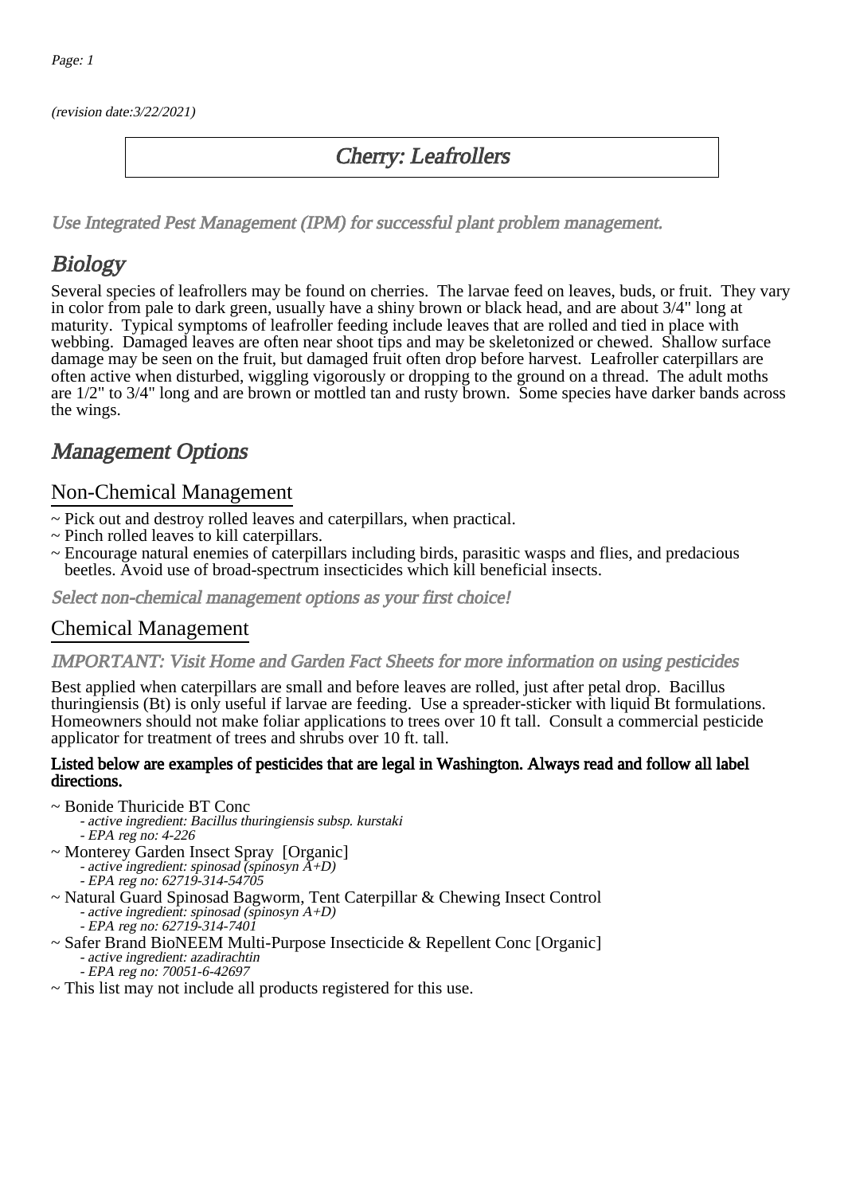*(revision date:3/22/2021)*

# Cherry: Leafrollers

*Use Integrated Pest Management (IPM) for successful plant problem management.*

## Biology

Several species of leafrollers may be found on cherries. The larvae feed on leaves, buds, or fruit. They vary in color from pale to dark green, usually have a shiny brown or black head, and are about 3/4" long at maturity. Typical symptoms of leafroller feeding include leaves that are rolled and tied in place with webbing. Damaged leaves are often near shoot tips and may be skeletonized or chewed. Shallow surface damage may be seen on the fruit, but damaged fruit often drop before harvest. Leafroller caterpillars are often active when disturbed, wiggling vigorously or dropping to the ground on a thread. The adult moths are 1/2" to 3/4" long and are brown or mottled tan and rusty brown. Some species have darker bands across the wings.

## Management Options

### Non-Chemical Management

~ Pick out and destroy rolled leaves and caterpillars, when practical.
~ Pinch rolled leaves to kill caterpillars.
~ Encourage natural enemies of caterpillars including birds, parasitic wasps and flies, and predacious beetles. Avoid use of broad-spectrum insecticides which kill beneficial insects.

*Select non-chemical management options as your first choice!*

### Chemical Management

*IMPORTANT: Visit Home and Garden Fact Sheets for more information on using pesticides*

Best applied when caterpillars are small and before leaves are rolled, just after petal drop. Bacillus thuringiensis (Bt) is only useful if larvae are feeding. Use a spreader-sticker with liquid Bt formulations. Homeowners should not make foliar applications to trees over 10 ft tall. Consult a commercial pesticide applicator for treatment of trees and shrubs over 10 ft. tall.

**Listed below are examples of pesticides that are legal in Washington. Always read and follow all label directions.**

~ Bonide Thuricide BT Conc
  - *active ingredient: Bacillus thuringiensis subsp. kurstaki*
  - *EPA reg no: 4-226*

~ Monterey Garden Insect Spray [Organic]
  - *active ingredient: spinosad (spinosyn A+D)*
  - *EPA reg no: 62719-314-54705*

~ Natural Guard Spinosad Bagworm, Tent Caterpillar & Chewing Insect Control
  - *active ingredient: spinosad (spinosyn A+D)*
  - *EPA reg no: 62719-314-7401*

~ Safer Brand BioNEEM Multi-Purpose Insecticide & Repellent Conc [Organic]
  - *active ingredient: azadirachtin*
  - *EPA reg no: 70051-6-42697*

~ This list may not include all products registered for this use.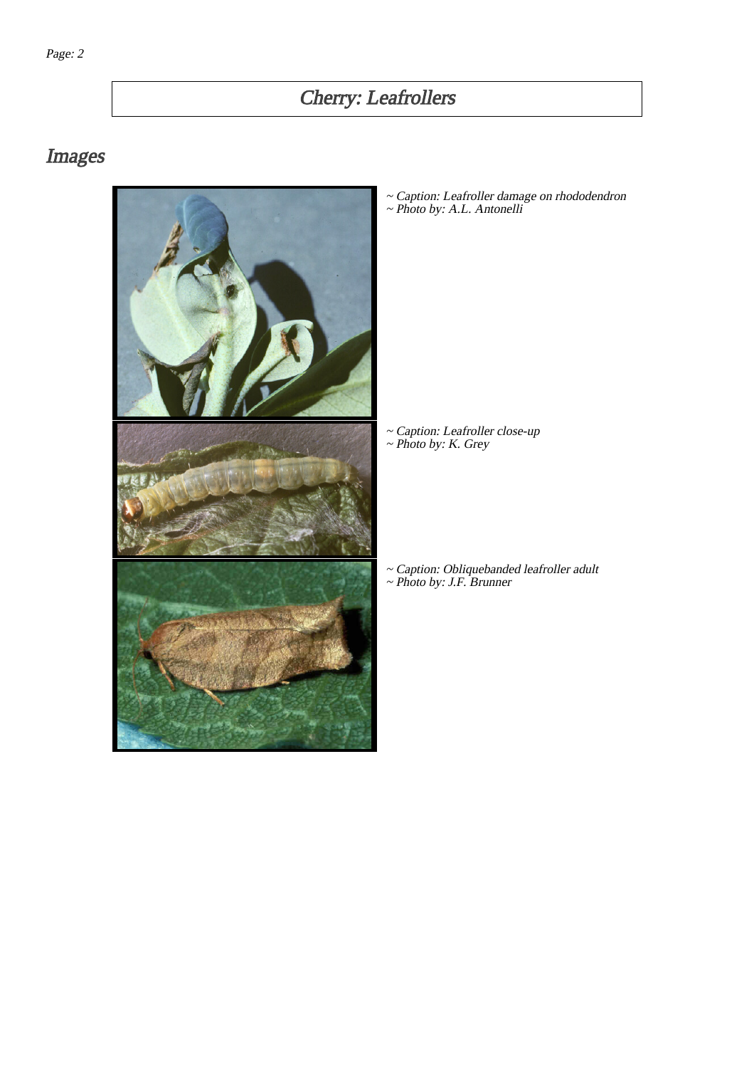# Cherry: Leafrollers

## Images

~ Caption: Leafroller damage on rhododendron
~ Photo by: A.L. Antonelli

~ Caption: Leafroller close-up
~ Photo by: K. Grey

~ Caption: Obliquebanded leafroller adult
~ Photo by: J.F. Brunner